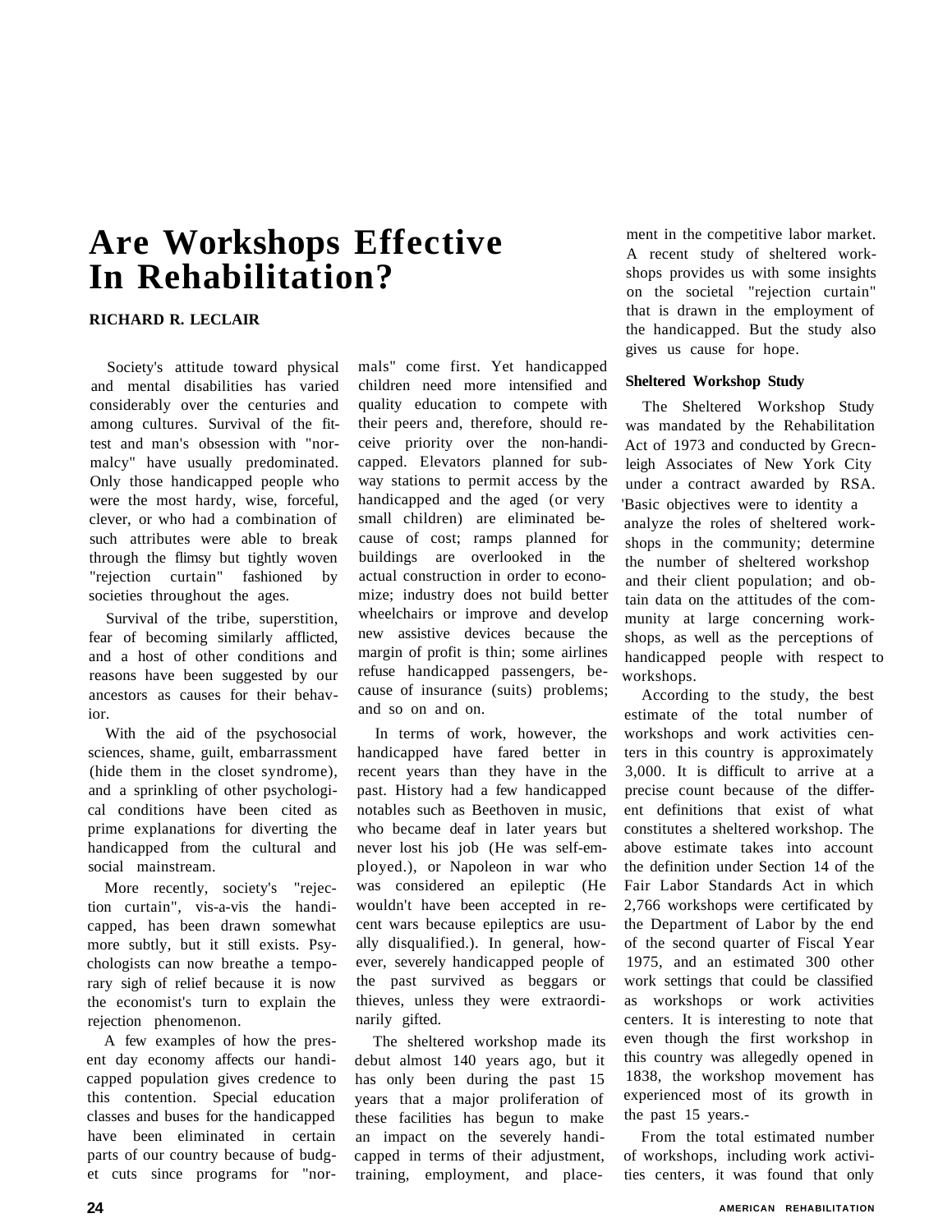# Are Workshops Effective In Rehabilitation?

**RICHARD R. LECLAIR**

Society's attitude toward physical and mental disabilities has varied considerably over the centuries and among cultures. Survival of the fittest and man's obsession with "normalcy" have usually predominated. Only those handicapped people who were the most hardy, wise, forceful, clever, or who had a combination of such attributes were able to break through the flimsy but tightly woven "rejection curtain" fashioned by societies throughout the ages.

Survival of the tribe, superstition, fear of becoming similarly afflicted, and a host of other conditions and reasons have been suggested by our ancestors as causes for their behavior.

With the aid of the psychosocial sciences, shame, guilt, embarrassment (hide them in the closet syndrome), and a sprinkling of other psychological conditions have been cited as prime explanations for diverting the handicapped from the cultural and social mainstream.

More recently, society's "rejection curtain", vis-a-vis the handicapped, has been drawn somewhat more subtly, but it still exists. Psychologists can now breathe a temporary sigh of relief because it is now the economist's turn to explain the rejection phenomenon.

A few examples of how the present day economy affects our handicapped population gives credence to this contention. Special education classes and buses for the handicapped have been eliminated in certain parts of our country because of budget cuts since programs for "normals" come first. Yet handicapped children need more intensified and quality education to compete with their peers and, therefore, should receive priority over the non-handicapped. Elevators planned for subway stations to permit access by the handicapped and the aged (or very small children) are eliminated because of cost; ramps planned for buildings are overlooked in the actual construction in order to economize; industry does not build better wheelchairs or improve and develop new assistive devices because the margin of profit is thin; some airlines refuse handicapped passengers, because of insurance (suits) problems; and so on and on.

In terms of work, however, the handicapped have fared better in recent years than they have in the past. History had a few handicapped notables such as Beethoven in music, who became deaf in later years but never lost his job (He was self-employed.), or Napoleon in war who was considered an epileptic (He wouldn't have been accepted in recent wars because epileptics are usually disqualified.). In general, however, severely handicapped people of the past survived as beggars or thieves, unless they were extraordinarily gifted.

The sheltered workshop made its debut almost 140 years ago, but it has only been during the past 15 years that a major proliferation of these facilities has begun to make an impact on the severely handicapped in terms of their adjustment, training, employment, and placement in the competitive labor market. A recent study of sheltered workshops provides us with some insights on the societal "rejection curtain" that is drawn in the employment of the handicapped. But the study also gives us cause for hope.

### Sheltered Workshop Study

The Sheltered Workshop Study was mandated by the Rehabilitation Act of 1973 and conducted by Grecnleigh Associates of New York City under a contract awarded by RSA. 'Basic objectives were to identity a analyze the roles of sheltered workshops in the community; determine the number of sheltered workshop and their client population; and obtain data on the attitudes of the community at large concerning workshops, as well as the perceptions of handicapped people with respect to workshops.

According to the study, the best estimate of the total number of workshops and work activities centers in this country is approximately 3,000. It is difficult to arrive at a precise count because of the different definitions that exist of what constitutes a sheltered workshop. The above estimate takes into account the definition under Section 14 of the Fair Labor Standards Act in which 2,766 workshops were certificated by the Department of Labor by the end of the second quarter of Fiscal Year 1975, and an estimated 300 other work settings that could be classified as workshops or work activities centers. It is interesting to note that even though the first workshop in this country was allegedly opened in 1838, the workshop movement has experienced most of its growth in the past 15 years.-

From the total estimated number of workshops, including work activities centers, it was found that only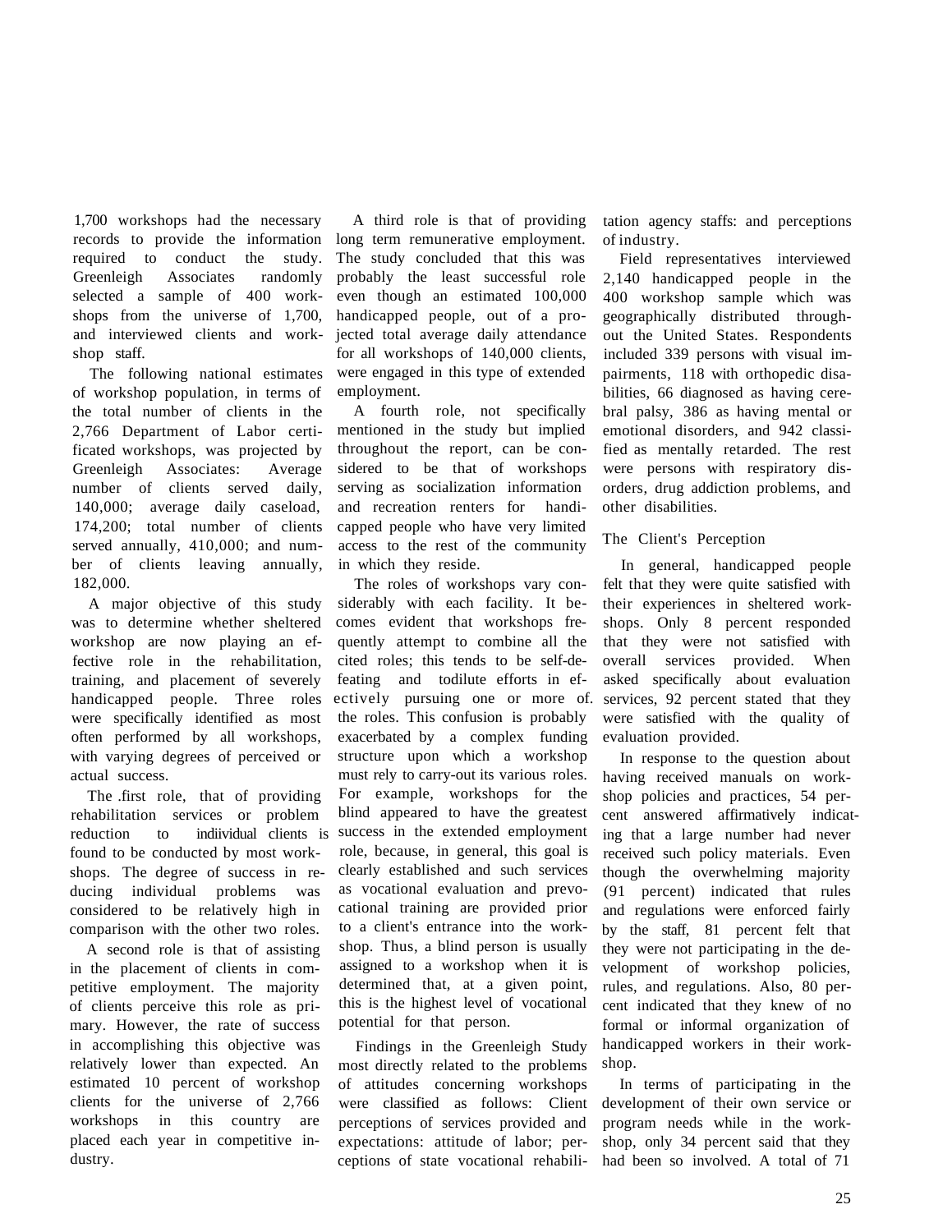1,700 workshops had the necessary records to provide the information required to conduct the study. Greenleigh Associates randomly selected a sample of 400 workshops from the universe of 1,700, and interviewed clients and workshop staff.

The following national estimates of workshop population, in terms of the total number of clients in the 2,766 Department of Labor certificated workshops, was projected by Greenleigh Associates: Average number of clients served daily, 140,000; average daily caseload, 174,200; total number of clients served annually, 410,000; and number of clients leaving annually, 182,000.

A major objective of this study was to determine whether sheltered workshop are now playing an effective role in the rehabilitation, training, and placement of severely handicapped people. Three roles were specifically identified as most often performed by all workshops, with varying degrees of perceived or actual success.

The .first role, that of providing rehabilitation services or problem reduction to indiividual clients is found to be conducted by most workshops. The degree of success in reducing individual problems was considered to be relatively high in comparison with the other two roles.

A second role is that of assisting in the placement of clients in competitive employment. The majority of clients perceive this role as primary. However, the rate of success in accomplishing this objective was relatively lower than expected. An estimated 10 percent of workshop clients for the universe of 2,766 workshops in this country are placed each year in competitive industry.

A third role is that of providing long term remunerative employment. The study concluded that this was probably the least successful role even though an estimated 100,000 handicapped people, out of a projected total average daily attendance for all workshops of 140,000 clients, were engaged in this type of extended employment.

A fourth role, not specifically mentioned in the study but implied throughout the report, can be considered to be that of workshops serving as socialization information and recreation renters for handicapped people who have very limited access to the rest of the community in which they reside.

The roles of workshops vary considerably with each facility. It becomes evident that workshops frequently attempt to combine all the cited roles; this tends to be self-defeating and todilute efforts in effectively pursuing one or more of. the roles. This confusion is probably exacerbated by a complex funding structure upon which a workshop must rely to carry-out its various roles. For example, workshops for the blind appeared to have the greatest success in the extended employment role, because, in general, this goal is clearly established and such services as vocational evaluation and prevocational training are provided prior to a client's entrance into the workshop. Thus, a blind person is usually assigned to a workshop when it is determined that, at a given point, this is the highest level of vocational potential for that person.

Findings in the Greenleigh Study most directly related to the problems of attitudes concerning workshops were classified as follows: Client perceptions of services provided and expectations: attitude of labor; perceptions of state vocational rehabilitation agency staffs: and perceptions of industry.

Field representatives interviewed 2,140 handicapped people in the 400 workshop sample which was geographically distributed throughout the United States. Respondents included 339 persons with visual impairments, 118 with orthopedic disabilities, 66 diagnosed as having cerebral palsy, 386 as having mental or emotional disorders, and 942 classified as mentally retarded. The rest were persons with respiratory disorders, drug addiction problems, and other disabilities.

## The Client's Perception

In general, handicapped people felt that they were quite satisfied with their experiences in sheltered workshops. Only 8 percent responded that they were not satisfied with overall services provided. When asked specifically about evaluation services, 92 percent stated that they were satisfied with the quality of evaluation provided.

In response to the question about having received manuals on workshop policies and practices, 54 percent answered affirmatively indicating that a large number had never received such policy materials. Even though the overwhelming majority (91 percent) indicated that rules and regulations were enforced fairly by the staff, 81 percent felt that they were not participating in the development of workshop policies, rules, and regulations. Also, 80 percent indicated that they knew of no formal or informal organization of handicapped workers in their workshop.

In terms of participating in the development of their own service or program needs while in the workshop, only 34 percent said that they had been so involved. A total of 71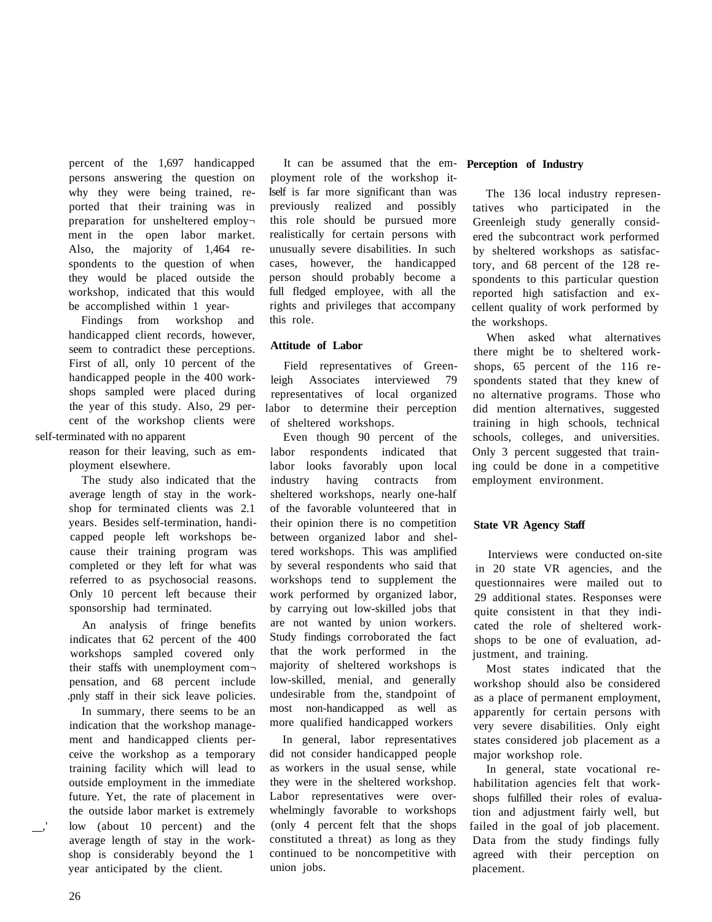percent of the 1,697 handicapped persons answering the question on why they were being trained, reported that their training was in preparation for unsheltered employment in the open labor market. Also, the majority of 1,464 respondents to the question of when they would be placed outside the workshop, indicated that this would be accomplished within 1 year.

Findings from workshop and handicapped client records, however, seem to contradict these perceptions. First of all, only 10 percent of the handicapped people in the 400 workshops sampled were placed during the year of this study. Also, 29 percent of the workshop clients were self-terminated with no apparent reason for their leaving, such as employment elsewhere.

The study also indicated that the average length of stay in the workshop for terminated clients was 2.1 years. Besides self-termination, handicapped people left workshops because their training program was completed or they left for what was referred to as psychosocial reasons. Only 10 percent left because their sponsorship had terminated.

An analysis of fringe benefits indicates that 62 percent of the 400 workshops sampled covered only their staffs with unemployment compensation, and 68 percent include only staff in their sick leave policies.

In summary, there seems to be an indication that the workshop management and handicapped clients perceive the workshop as a temporary training facility which will lead to outside employment in the immediate future. Yet, the rate of placement in the outside labor market is extremely low (about 10 percent) and the average length of stay in the workshop is considerably beyond the 1 year anticipated by the client.

It can be assumed that the employment role of the workshop itself is far more significant than was previously realized and possibly this role should be pursued more realistically for certain persons with unusually severe disabilities. In such cases, however, the handicapped person should probably become a full fledged employee, with all the rights and privileges that accompany this role.

**Attitude of Labor**

Field representatives of Greenleigh Associates interviewed 79 representatives of local organized labor to determine their perception of sheltered workshops.

Even though 90 percent of the labor respondents indicated that labor looks favorably upon local industry having contracts from sheltered workshops, nearly one-half of the favorable volunteered that in their opinion there is no competition between organized labor and sheltered workshops. This was amplified by several respondents who said that workshops tend to supplement the work performed by organized labor, by carrying out low-skilled jobs that are not wanted by union workers. Study findings corroborated the fact that the work performed in the majority of sheltered workshops is low-skilled, menial, and generally undesirable from the standpoint of most non-handicapped as well as more qualified handicapped workers

In general, labor representatives did not consider handicapped people as workers in the usual sense, while they were in the sheltered workshop. Labor representatives were overwhelmingly favorable to workshops (only 4 percent felt that the shops constituted a threat) as long as they continued to be noncompetitive with union jobs.

**Perception of Industry**

The 136 local industry representatives who participated in the Greenleigh study generally considered the subcontract work performed by sheltered workshops as satisfactory, and 68 percent of the 128 respondents to this particular question reported high satisfaction and excellent quality of work performed by the workshops.

When asked what alternatives there might be to sheltered workshops, 65 percent of the 116 respondents stated that they knew of no alternative programs. Those who did mention alternatives, suggested training in high schools, technical schools, colleges, and universities. Only 3 percent suggested that training could be done in a competitive employment environment.

**State VR Agency Staff**

Interviews were conducted on-site in 20 state VR agencies, and the questionnaires were mailed out to 29 additional states. Responses were quite consistent in that they indicated the role of sheltered workshops to be one of evaluation, adjustment, and training.

Most states indicated that the workshop should also be considered as a place of permanent employment, apparently for certain persons with very severe disabilities. Only eight states considered job placement as a major workshop role.

In general, state vocational rehabilitation agencies felt that workshops fulfilled their roles of evaluation and adjustment fairly well, but failed in the goal of job placement. Data from the study findings fully agreed with their perception on placement.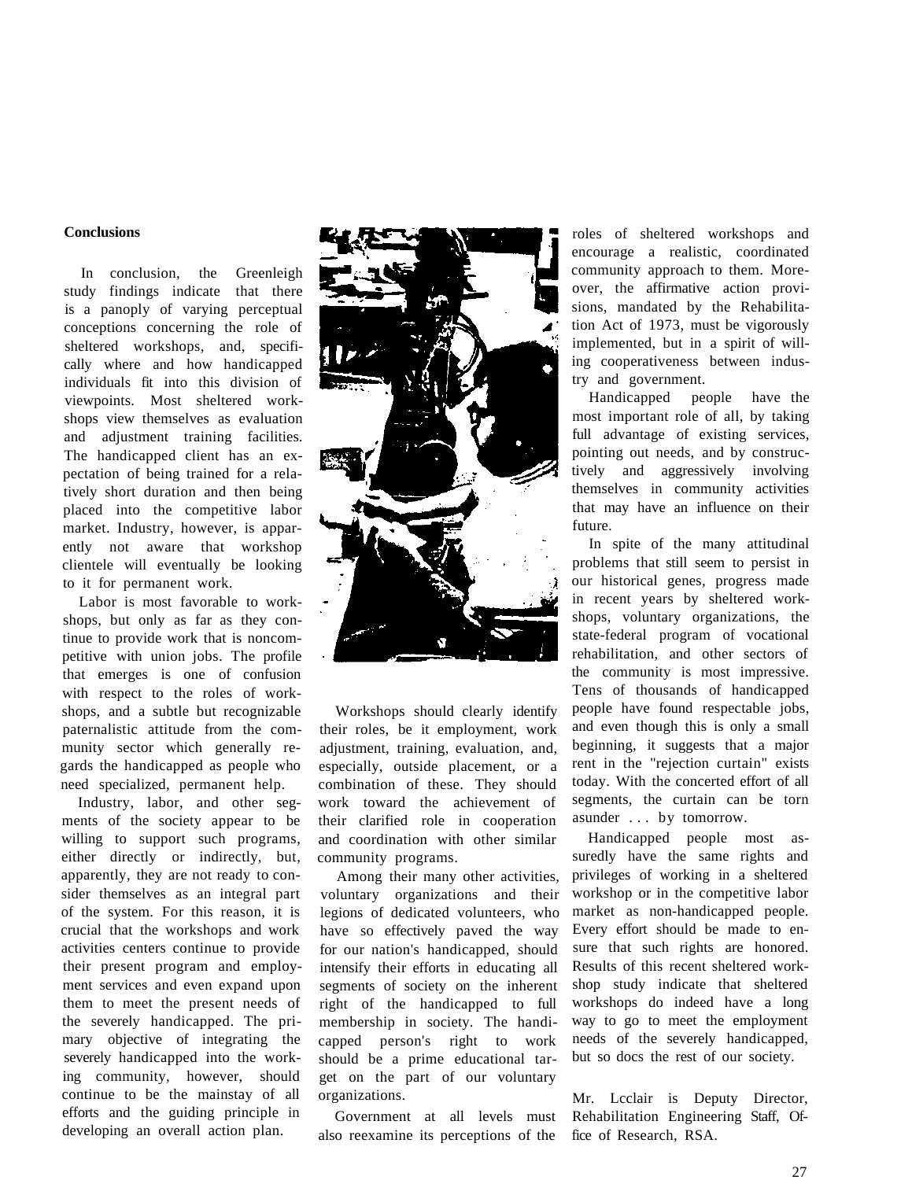## Conclusions

In conclusion, the Greenleigh study findings indicate that there is a panoply of varying perceptual conceptions concerning the role of sheltered workshops, and, specifically where and how handicapped individuals fit into this division of viewpoints. Most sheltered workshops view themselves as evaluation and adjustment training facilities. The handicapped client has an expectation of being trained for a relatively short duration and then being placed into the competitive labor market. Industry, however, is apparently not aware that workshop clientele will eventually be looking to it for permanent work.

Labor is most favorable to workshops, but only as far as they continue to provide work that is noncompetitive with union jobs. The profile that emerges is one of confusion with respect to the roles of workshops, and a subtle but recognizable paternalistic attitude from the community sector which generally regards the handicapped as people who need specialized, permanent help.

Industry, labor, and other segments of the society appear to be willing to support such programs, either directly or indirectly, but, apparently, they are not ready to consider themselves as an integral part of the system. For this reason, it is crucial that the workshops and work activities centers continue to provide their present program and employment services and even expand upon them to meet the present needs of the severely handicapped. The primary objective of integrating the severely handicapped into the working community, however, should continue to be the mainstay of all efforts and the guiding principle in developing an overall action plan.

Workshops should clearly identify their roles, be it employment, work adjustment, training, evaluation, and, especially, outside placement, or a combination of these. They should work toward the achievement of their clarified role in cooperation and coordination with other similar community programs.

Among their many other activities, voluntary organizations and their legions of dedicated volunteers, who have so effectively paved the way for our nation's handicapped, should intensify their efforts in educating all segments of society on the inherent right of the handicapped to full membership in society. The handicapped person's right to work should be a prime educational target on the part of our voluntary organizations.

Government at all levels must also reexamine its perceptions of the roles of sheltered workshops and encourage a realistic, coordinated community approach to them. Moreover, the affirmative action provisions, mandated by the Rehabilitation Act of 1973, must be vigorously implemented, but in a spirit of willing cooperativeness between industry and government.

Handicapped people have the most important role of all, by taking full advantage of existing services, pointing out needs, and by constructively and aggressively involving themselves in community activities that may have an influence on their future.

In spite of the many attitudinal problems that still seem to persist in our historical genes, progress made in recent years by sheltered workshops, voluntary organizations, the state-federal program of vocational rehabilitation, and other sectors of the community is most impressive. Tens of thousands of handicapped people have found respectable jobs, and even though this is only a small beginning, it suggests that a major rent in the "rejection curtain" exists today. With the concerted effort of all segments, the curtain can be torn asunder . . . by tomorrow.

Handicapped people most assuredly have the same rights and privileges of working in a sheltered workshop or in the competitive labor market as non-handicapped people. Every effort should be made to ensure that such rights are honored. Results of this recent sheltered workshop study indicate that sheltered workshops do indeed have a long way to go to meet the employment needs of the severely handicapped, but so docs the rest of our society.

Mr. Lcclair is Deputy Director, Rehabilitation Engineering Staff, Office of Research, RSA.